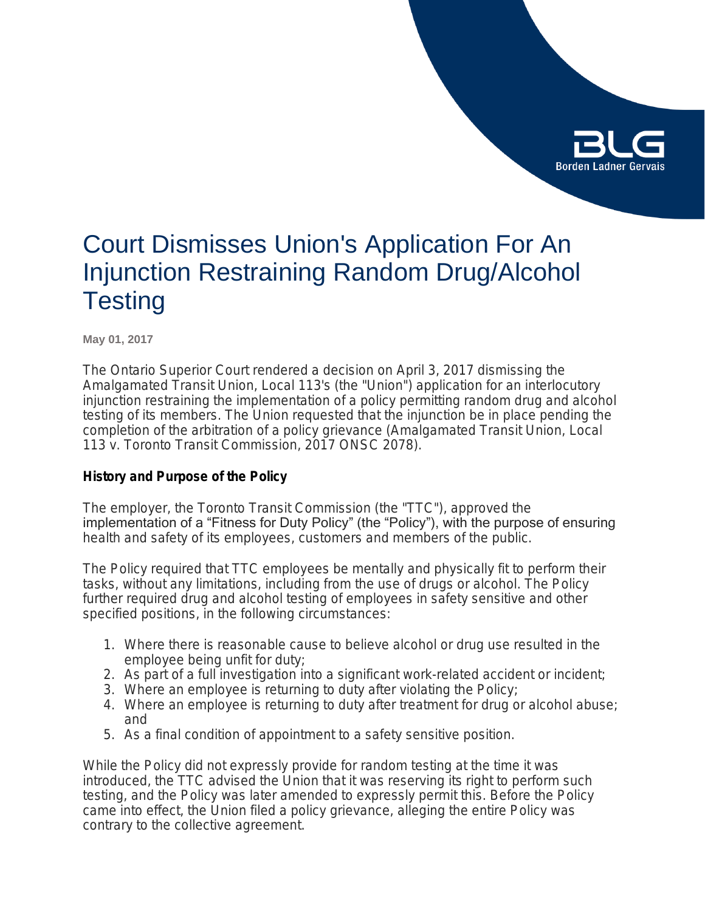# Court Dismisses Union's Application For An Injunction Restraining Random Drug/Alcohol Testing

**May 01, 2017**

The Ontario Superior Court rendered a decision on April 3, 2017 dismissing the Amalgamated Transit Union, Local 113's (the "Union") application for an interlocutory injunction restraining the implementation of a policy permitting random drug and alcohol testing of its members. The Union requested that the injunction be in place pending the completion of the arbitration of a policy grievance (Amalgamated Transit Union, Local 113 v. Toronto Transit Commission, 2017 ONSC 2078).

### History and Purpose of the Policy

The employer, the Toronto Transit Commission (the "TTC"), approved the implementation of a "Fitness for Duty Policy" (the "Policy"), with the purpose of ensuring health and safety of its employees, customers and members of the public.

The Policy required that TTC employees be mentally and physically fit to perform their tasks, without any limitations, including from the use of drugs or alcohol. The Policy further required drug and alcohol testing of employees in safety sensitive and other specified positions, in the following circumstances:

1. Where there is reasonable cause to believe alcohol or drug use resulted in the employee being unfit for duty;
2. As part of a full investigation into a significant work-related accident or incident;
3. Where an employee is returning to duty after violating the Policy;
4. Where an employee is returning to duty after treatment for drug or alcohol abuse; and
5. As a final condition of appointment to a safety sensitive position.

While the Policy did not expressly provide for random testing at the time it was introduced, the TTC advised the Union that it was reserving its right to perform such testing, and the Policy was later amended to expressly permit this. Before the Policy came into effect, the Union filed a policy grievance, alleging the entire Policy was contrary to the collective agreement.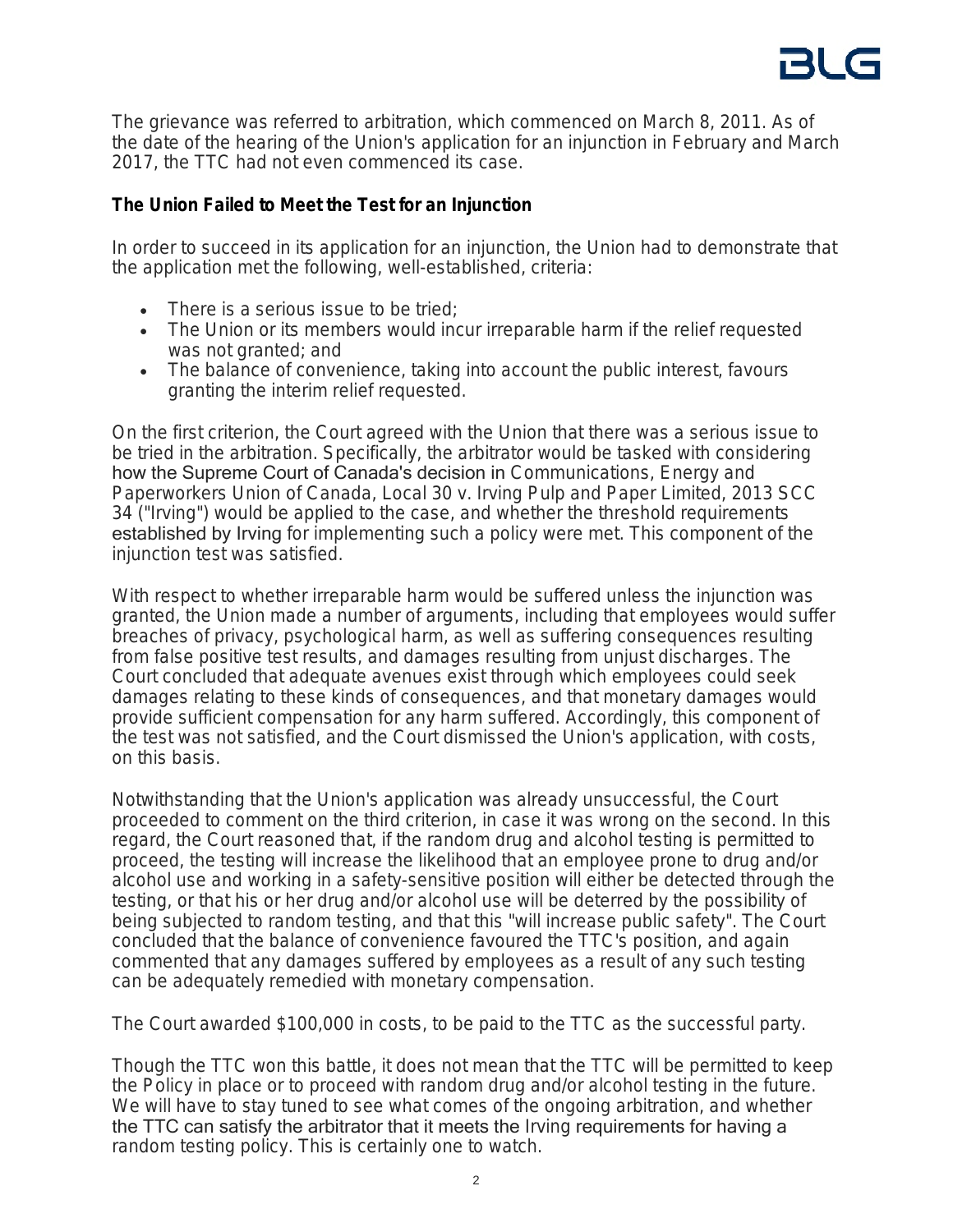The grievance was referred to arbitration, which commenced on March 8, 2011. As of the date of the hearing of the Union's application for an injunction in February and March 2017, the TTC had not even commenced its case.

**The Union Failed to Meet the Test for an Injunction**

In order to succeed in its application for an injunction, the Union had to demonstrate that the application met the following, well-established, criteria:

- There is a serious issue to be tried;
- The Union or its members would incur irreparable harm if the relief requested was not granted; and
- The balance of convenience, taking into account the public interest, favours granting the interim relief requested.

On the first criterion, the Court agreed with the Union that there was a serious issue to be tried in the arbitration. Specifically, the arbitrator would be tasked with considering how the Supreme Court of Canada's decision in *Communications, Energy and Paperworkers Union of Canada, Local 30 v. Irving Pulp and Paper Limited*, 2013 SCC 34 ("*Irving*") would be applied to the case, and whether the threshold requirements established by *Irving* for implementing such a policy were met. This component of the injunction test was satisfied.

With respect to whether irreparable harm would be suffered unless the injunction was granted, the Union made a number of arguments, including that employees would suffer breaches of privacy, psychological harm, as well as suffering consequences resulting from false positive test results, and damages resulting from unjust discharges. The Court concluded that adequate avenues exist through which employees could seek damages relating to these kinds of consequences, and that monetary damages would provide sufficient compensation for any harm suffered. Accordingly, this component of the test was not satisfied, and the Court dismissed the Union's application, with costs, on this basis.

Notwithstanding that the Union's application was already unsuccessful, the Court proceeded to comment on the third criterion, in case it was wrong on the second. In this regard, the Court reasoned that, if the random drug and alcohol testing is permitted to proceed, the testing will increase the likelihood that an employee prone to drug and/or alcohol use and working in a safety-sensitive position will either be detected through the testing, or that his or her drug and/or alcohol use will be deterred by the possibility of being subjected to random testing, and that this "will increase public safety". The Court concluded that the balance of convenience favoured the TTC's position, and again commented that any damages suffered by employees as a result of any such testing can be adequately remedied with monetary compensation.

The Court awarded $100,000 in costs, to be paid to the TTC as the successful party.

Though the TTC won this battle, it does not mean that the TTC will be permitted to keep the Policy in place or to proceed with random drug and/or alcohol testing in the future. We will have to stay tuned to see what comes of the ongoing arbitration, and whether the TTC can satisfy the arbitrator that it meets the *Irving* requirements for having a random testing policy. This is certainly one to watch.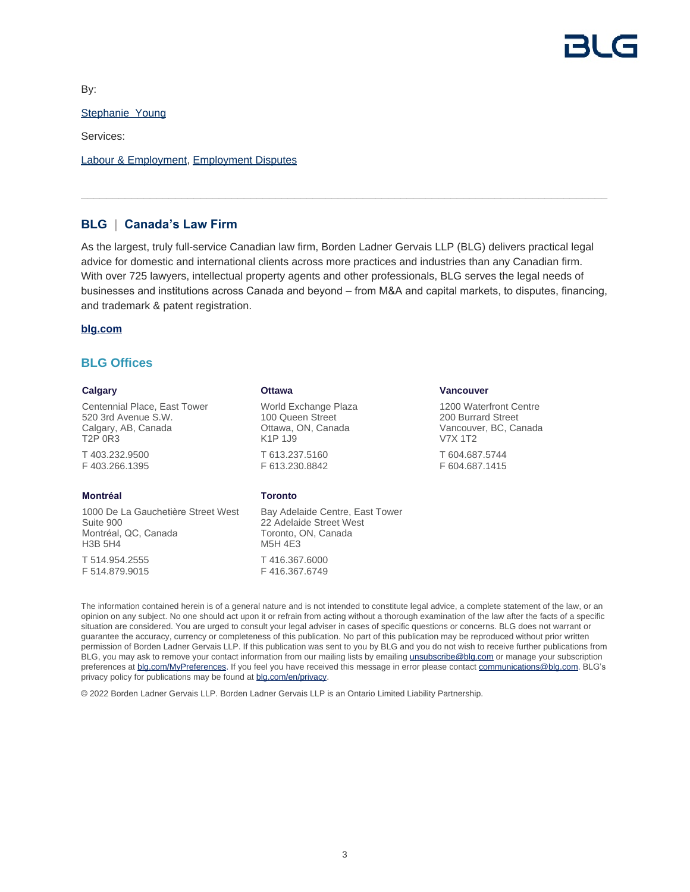By:

Stephanie Young

Services:

Labour & Employment, Employment Disputes

---

## BLG | Canada's Law Firm

As the largest, truly full-service Canadian law firm, Borden Ladner Gervais LLP (BLG) delivers practical legal advice for domestic and international clients across more practices and industries than any Canadian firm. With over 725 lawyers, intellectual property agents and other professionals, BLG serves the legal needs of businesses and institutions across Canada and beyond – from M&A and capital markets, to disputes, financing, and trademark & patent registration.

**blg.com**

## BLG Offices

**Calgary**

Centennial Place, East Tower
520 3rd Avenue S.W.
Calgary, AB, Canada
T2P 0R3

T 403.232.9500
F 403.266.1395

**Ottawa**

World Exchange Plaza
100 Queen Street
Ottawa, ON, Canada
K1P 1J9

T 613.237.5160
F 613.230.8842

**Vancouver**

1200 Waterfront Centre
200 Burrard Street
Vancouver, BC, Canada
V7X 1T2

T 604.687.5744
F 604.687.1415

**Montréal**

1000 De La Gauchetière Street West
Suite 900
Montréal, QC, Canada
H3B 5H4

T 514.954.2555
F 514.879.9015

**Toronto**

Bay Adelaide Centre, East Tower
22 Adelaide Street West
Toronto, ON, Canada
M5H 4E3

T 416.367.6000
F 416.367.6749

The information contained herein is of a general nature and is not intended to constitute legal advice, a complete statement of the law, or an opinion on any subject. No one should act upon it or refrain from acting without a thorough examination of the law after the facts of a specific situation are considered. You are urged to consult your legal adviser in cases of specific questions or concerns. BLG does not warrant or guarantee the accuracy, currency or completeness of this publication. No part of this publication may be reproduced without prior written permission of Borden Ladner Gervais LLP. If this publication was sent to you by BLG and you do not wish to receive further publications from BLG, you may ask to remove your contact information from our mailing lists by emailing unsubscribe@blg.com or manage your subscription preferences at blg.com/MyPreferences. If you feel you have received this message in error please contact communications@blg.com. BLG's privacy policy for publications may be found at blg.com/en/privacy.

© 2022 Borden Ladner Gervais LLP. Borden Ladner Gervais LLP is an Ontario Limited Liability Partnership.